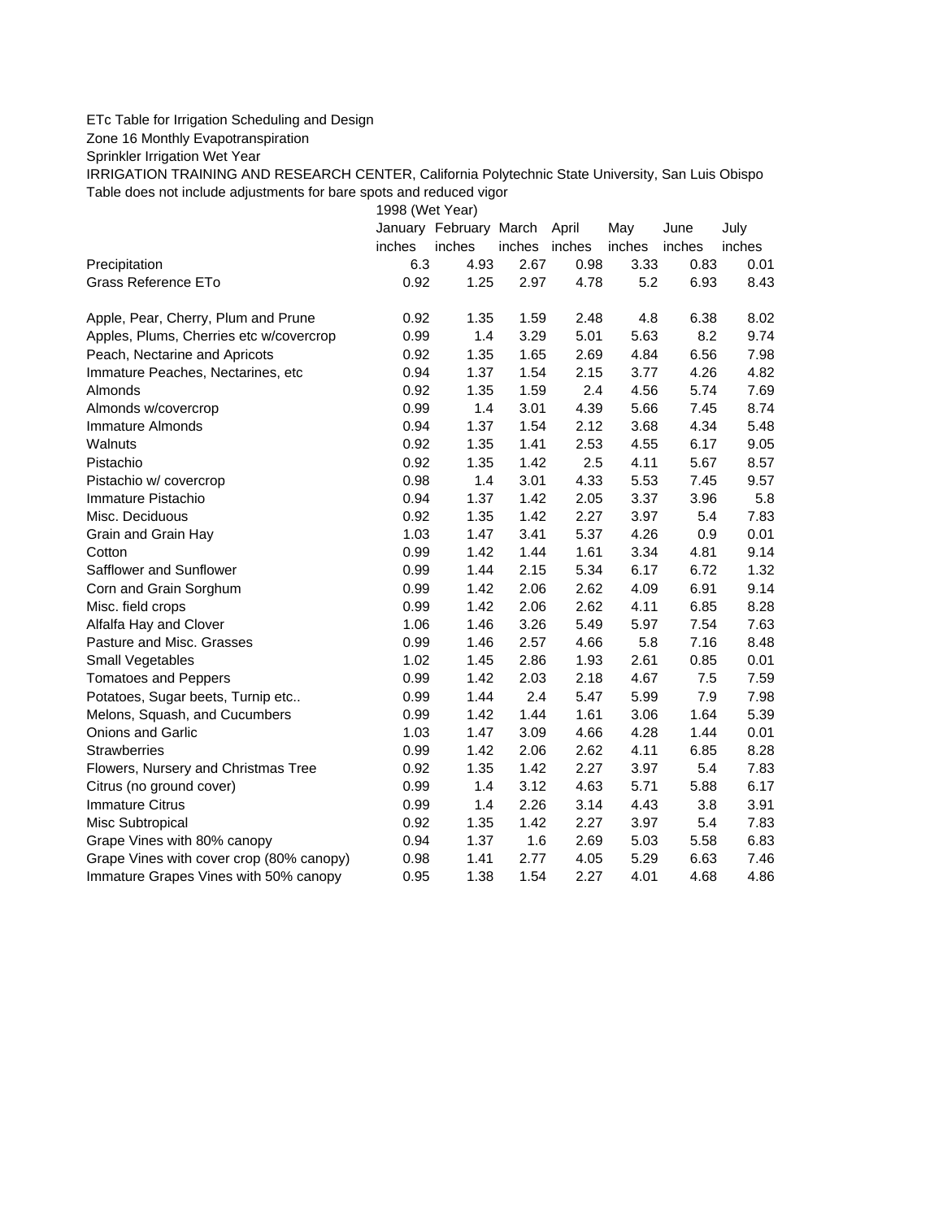ETc Table for Irrigation Scheduling and Design

Zone 16 Monthly Evapotranspiration

Sprinkler Irrigation Wet Year

IRRIGATION TRAINING AND RESEARCH CENTER, California Polytechnic State University, San Luis Obispo

Table does not include adjustments for bare spots and reduced vigor

| | 1998 (Wet Year) | | | | | | |
|---|---|---|---|---|---|---|---|
| | January | February | March | April | May | June | July |
| | inches | inches | inches | inches | inches | inches | inches |
| Precipitation | 6.3 | 4.93 | 2.67 | 0.98 | 3.33 | 0.83 | 0.01 |
| Grass Reference ETo | 0.92 | 1.25 | 2.97 | 4.78 | 5.2 | 6.93 | 8.43 |
| | | | | | | | |
| Apple, Pear, Cherry, Plum and Prune | 0.92 | 1.35 | 1.59 | 2.48 | 4.8 | 6.38 | 8.02 |
| Apples, Plums, Cherries etc w/covercrop | 0.99 | 1.4 | 3.29 | 5.01 | 5.63 | 8.2 | 9.74 |
| Peach, Nectarine and Apricots | 0.92 | 1.35 | 1.65 | 2.69 | 4.84 | 6.56 | 7.98 |
| Immature Peaches, Nectarines, etc | 0.94 | 1.37 | 1.54 | 2.15 | 3.77 | 4.26 | 4.82 |
| Almonds | 0.92 | 1.35 | 1.59 | 2.4 | 4.56 | 5.74 | 7.69 |
| Almonds w/covercrop | 0.99 | 1.4 | 3.01 | 4.39 | 5.66 | 7.45 | 8.74 |
| Immature Almonds | 0.94 | 1.37 | 1.54 | 2.12 | 3.68 | 4.34 | 5.48 |
| Walnuts | 0.92 | 1.35 | 1.41 | 2.53 | 4.55 | 6.17 | 9.05 |
| Pistachio | 0.92 | 1.35 | 1.42 | 2.5 | 4.11 | 5.67 | 8.57 |
| Pistachio w/ covercrop | 0.98 | 1.4 | 3.01 | 4.33 | 5.53 | 7.45 | 9.57 |
| Immature Pistachio | 0.94 | 1.37 | 1.42 | 2.05 | 3.37 | 3.96 | 5.8 |
| Misc. Deciduous | 0.92 | 1.35 | 1.42 | 2.27 | 3.97 | 5.4 | 7.83 |
| Grain and Grain Hay | 1.03 | 1.47 | 3.41 | 5.37 | 4.26 | 0.9 | 0.01 |
| Cotton | 0.99 | 1.42 | 1.44 | 1.61 | 3.34 | 4.81 | 9.14 |
| Safflower and Sunflower | 0.99 | 1.44 | 2.15 | 5.34 | 6.17 | 6.72 | 1.32 |
| Corn and Grain Sorghum | 0.99 | 1.42 | 2.06 | 2.62 | 4.09 | 6.91 | 9.14 |
| Misc. field crops | 0.99 | 1.42 | 2.06 | 2.62 | 4.11 | 6.85 | 8.28 |
| Alfalfa Hay and Clover | 1.06 | 1.46 | 3.26 | 5.49 | 5.97 | 7.54 | 7.63 |
| Pasture and Misc. Grasses | 0.99 | 1.46 | 2.57 | 4.66 | 5.8 | 7.16 | 8.48 |
| Small Vegetables | 1.02 | 1.45 | 2.86 | 1.93 | 2.61 | 0.85 | 0.01 |
| Tomatoes and Peppers | 0.99 | 1.42 | 2.03 | 2.18 | 4.67 | 7.5 | 7.59 |
| Potatoes, Sugar beets, Turnip etc.. | 0.99 | 1.44 | 2.4 | 5.47 | 5.99 | 7.9 | 7.98 |
| Melons, Squash, and Cucumbers | 0.99 | 1.42 | 1.44 | 1.61 | 3.06 | 1.64 | 5.39 |
| Onions and Garlic | 1.03 | 1.47 | 3.09 | 4.66 | 4.28 | 1.44 | 0.01 |
| Strawberries | 0.99 | 1.42 | 2.06 | 2.62 | 4.11 | 6.85 | 8.28 |
| Flowers, Nursery and Christmas Tree | 0.92 | 1.35 | 1.42 | 2.27 | 3.97 | 5.4 | 7.83 |
| Citrus (no ground cover) | 0.99 | 1.4 | 3.12 | 4.63 | 5.71 | 5.88 | 6.17 |
| Immature Citrus | 0.99 | 1.4 | 2.26 | 3.14 | 4.43 | 3.8 | 3.91 |
| Misc Subtropical | 0.92 | 1.35 | 1.42 | 2.27 | 3.97 | 5.4 | 7.83 |
| Grape Vines with 80% canopy | 0.94 | 1.37 | 1.6 | 2.69 | 5.03 | 5.58 | 6.83 |
| Grape Vines with cover crop (80% canopy) | 0.98 | 1.41 | 2.77 | 4.05 | 5.29 | 6.63 | 7.46 |
| Immature Grapes Vines with 50% canopy | 0.95 | 1.38 | 1.54 | 2.27 | 4.01 | 4.68 | 4.86 |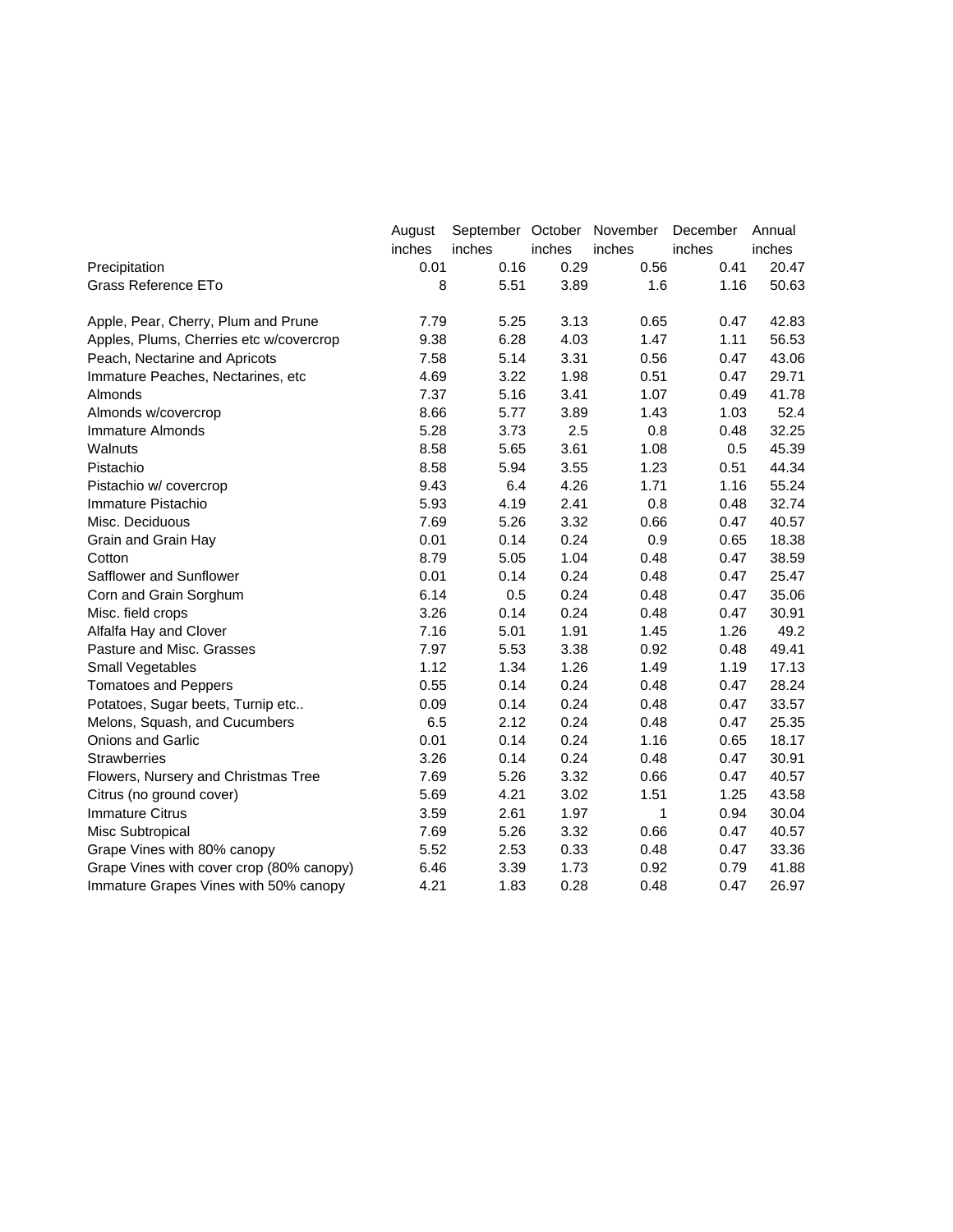| | August inches | September inches | October inches | November inches | December inches | Annual inches |
|---|---|---|---|---|---|---|
| Precipitation | 0.01 | 0.16 | 0.29 | 0.56 | 0.41 | 20.47 |
| Grass Reference ETo | 8 | 5.51 | 3.89 | 1.6 | 1.16 | 50.63 |
| | | | | | | |
| Apple, Pear, Cherry, Plum and Prune | 7.79 | 5.25 | 3.13 | 0.65 | 0.47 | 42.83 |
| Apples, Plums, Cherries etc w/covercrop | 9.38 | 6.28 | 4.03 | 1.47 | 1.11 | 56.53 |
| Peach, Nectarine and Apricots | 7.58 | 5.14 | 3.31 | 0.56 | 0.47 | 43.06 |
| Immature Peaches, Nectarines, etc | 4.69 | 3.22 | 1.98 | 0.51 | 0.47 | 29.71 |
| Almonds | 7.37 | 5.16 | 3.41 | 1.07 | 0.49 | 41.78 |
| Almonds w/covercrop | 8.66 | 5.77 | 3.89 | 1.43 | 1.03 | 52.4 |
| Immature Almonds | 5.28 | 3.73 | 2.5 | 0.8 | 0.48 | 32.25 |
| Walnuts | 8.58 | 5.65 | 3.61 | 1.08 | 0.5 | 45.39 |
| Pistachio | 8.58 | 5.94 | 3.55 | 1.23 | 0.51 | 44.34 |
| Pistachio w/ covercrop | 9.43 | 6.4 | 4.26 | 1.71 | 1.16 | 55.24 |
| Immature Pistachio | 5.93 | 4.19 | 2.41 | 0.8 | 0.48 | 32.74 |
| Misc. Deciduous | 7.69 | 5.26 | 3.32 | 0.66 | 0.47 | 40.57 |
| Grain and Grain Hay | 0.01 | 0.14 | 0.24 | 0.9 | 0.65 | 18.38 |
| Cotton | 8.79 | 5.05 | 1.04 | 0.48 | 0.47 | 38.59 |
| Safflower and Sunflower | 0.01 | 0.14 | 0.24 | 0.48 | 0.47 | 25.47 |
| Corn and Grain Sorghum | 6.14 | 0.5 | 0.24 | 0.48 | 0.47 | 35.06 |
| Misc. field crops | 3.26 | 0.14 | 0.24 | 0.48 | 0.47 | 30.91 |
| Alfalfa Hay and Clover | 7.16 | 5.01 | 1.91 | 1.45 | 1.26 | 49.2 |
| Pasture and Misc. Grasses | 7.97 | 5.53 | 3.38 | 0.92 | 0.48 | 49.41 |
| Small Vegetables | 1.12 | 1.34 | 1.26 | 1.49 | 1.19 | 17.13 |
| Tomatoes and Peppers | 0.55 | 0.14 | 0.24 | 0.48 | 0.47 | 28.24 |
| Potatoes, Sugar beets, Turnip etc.. | 0.09 | 0.14 | 0.24 | 0.48 | 0.47 | 33.57 |
| Melons, Squash, and Cucumbers | 6.5 | 2.12 | 0.24 | 0.48 | 0.47 | 25.35 |
| Onions and Garlic | 0.01 | 0.14 | 0.24 | 1.16 | 0.65 | 18.17 |
| Strawberries | 3.26 | 0.14 | 0.24 | 0.48 | 0.47 | 30.91 |
| Flowers, Nursery and Christmas Tree | 7.69 | 5.26 | 3.32 | 0.66 | 0.47 | 40.57 |
| Citrus (no ground cover) | 5.69 | 4.21 | 3.02 | 1.51 | 1.25 | 43.58 |
| Immature Citrus | 3.59 | 2.61 | 1.97 | 1 | 0.94 | 30.04 |
| Misc Subtropical | 7.69 | 5.26 | 3.32 | 0.66 | 0.47 | 40.57 |
| Grape Vines with 80% canopy | 5.52 | 2.53 | 0.33 | 0.48 | 0.47 | 33.36 |
| Grape Vines with cover crop (80% canopy) | 6.46 | 3.39 | 1.73 | 0.92 | 0.79 | 41.88 |
| Immature Grapes Vines with 50% canopy | 4.21 | 1.83 | 0.28 | 0.48 | 0.47 | 26.97 |